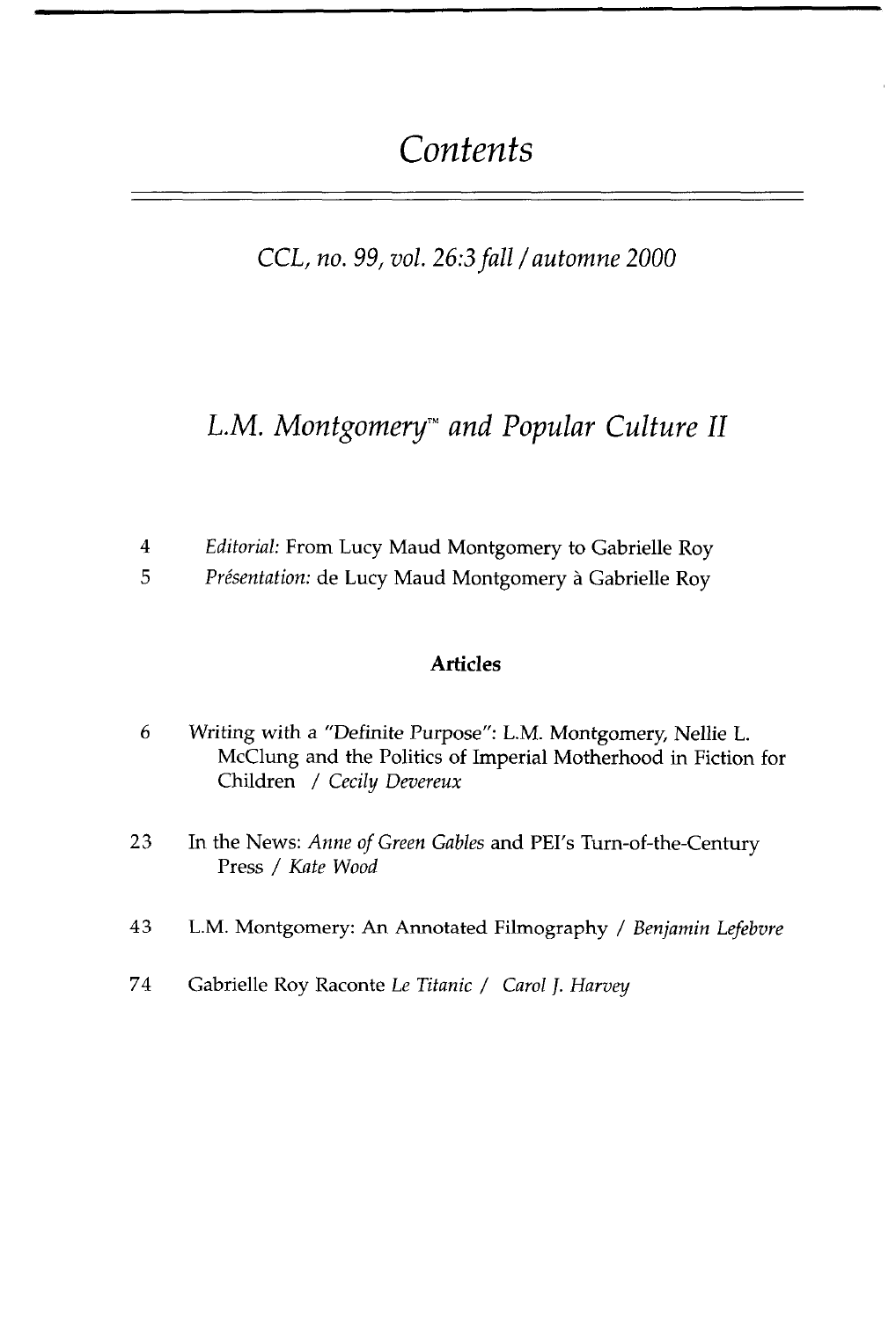# Contents

*CCL, no. 99, vol. 26:3 fall / automne 2000*

## *L.M. Montgomery™ and Popular Culture II*

4 *Editorial:* From Lucy Maud Montgomery to Gabrielle Roy

5 *Présentation:* de Lucy Maud Montgomery à Gabrielle Roy

### Articles

6 Writing with a "Definite Purpose": L.M. Montgomery, Nellie L. McClung and the Politics of Imperial Motherhood in Fiction for Children / *Cecily Devereux*

23 In the News: *Anne of Green Gables* and PEI's Turn-of-the-Century Press / *Kate Wood*

43 L.M. Montgomery: An Annotated Filmography / *Benjamin Lefebvre*

74 Gabrielle Roy Raconte *Le Titanic* / *Carol J. Harvey*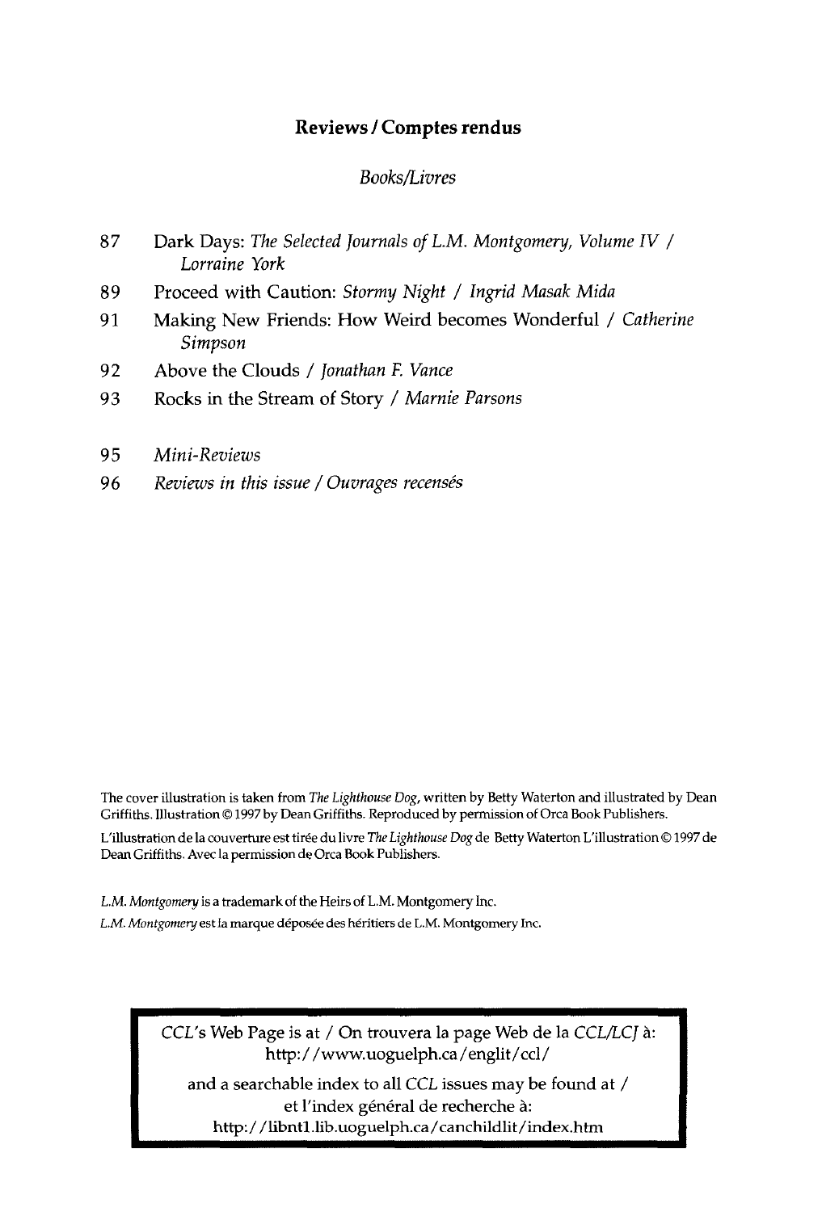## Reviews / Comptes rendus

*Books/Livres*

87 Dark Days: *The Selected Journals of L.M. Montgomery, Volume IV* / *Lorraine York*

89 Proceed with Caution: *Stormy Night* / *Ingrid Masak Mida*

91 Making New Friends: How Weird becomes Wonderful / *Catherine Simpson*

92 Above the Clouds / *Jonathan F. Vance*

93 Rocks in the Stream of Story / *Marnie Parsons*

95 *Mini-Reviews*

96 *Reviews in this issue / Ouvrages recensés*

The cover illustration is taken from *The Lighthouse Dog*, written by Betty Waterton and illustrated by Dean Griffiths. Illustration © 1997 by Dean Griffiths. Reproduced by permission of Orca Book Publishers.

L'illustration de la couverture est tirée du livre *The Lighthouse Dog* de Betty Waterton L'illustration © 1997 de Dean Griffiths. Avec la permission de Orca Book Publishers.

*L.M. Montgomery* is a trademark of the Heirs of L.M. Montgomery Inc.

*L.M. Montgomery* est la marque déposée des héritiers de L.M. Montgomery Inc.

CCL's Web Page is at / On trouvera la page Web de la *CCL/LCJ* à:
http://www.uoguelph.ca/englit/ccl/

and a searchable index to all *CCL* issues may be found at /
et l'index général de recherche à:
http://libntl.lib.uoguelph.ca/canchildlit/index.htm